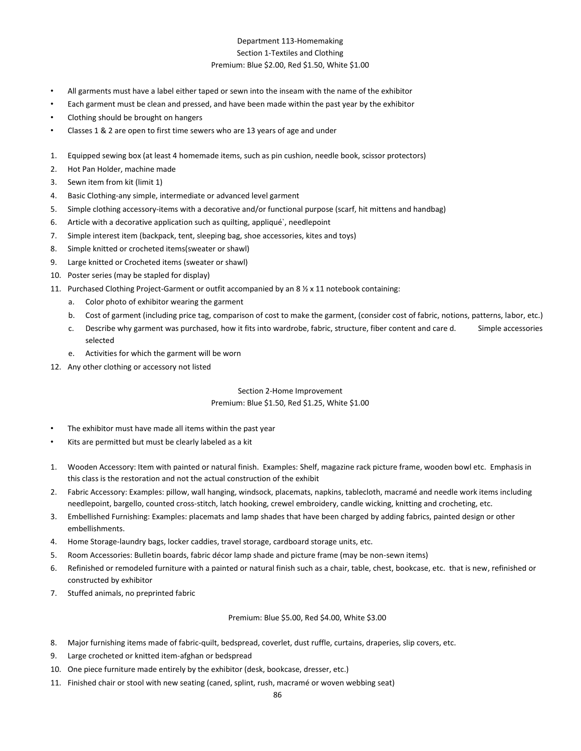# Department 113-Homemaking

## Section 1-Textiles and Clothing

Premium: Blue $2.00, Red $1.50, White $1.00

- All garments must have a label either taped or sewn into the inseam with the name of the exhibitor
- Each garment must be clean and pressed, and have been made within the past year by the exhibitor
- Clothing should be brought on hangers
- Classes 1 & 2 are open to first time sewers who are 13 years of age and under

1. Equipped sewing box (at least 4 homemade items, such as pin cushion, needle book, scissor protectors)
2. Hot Pan Holder, machine made
3. Sewn item from kit (limit 1)
4. Basic Clothing-any simple, intermediate or advanced level garment
5. Simple clothing accessory-items with a decorative and/or functional purpose (scarf, hit mittens and handbag)
6. Article with a decorative application such as quilting, appliqué`, needlepoint
7. Simple interest item (backpack, tent, sleeping bag, shoe accessories, kites and toys)
8. Simple knitted or crocheted items(sweater or shawl)
9. Large knitted or Crocheted items (sweater or shawl)
10. Poster series (may be stapled for display)
11. Purchased Clothing Project-Garment or outfit accompanied by an 8 ½ x 11 notebook containing:
    a. Color photo of exhibitor wearing the garment
    b. Cost of garment (including price tag, comparison of cost to make the garment, (consider cost of fabric, notions, patterns, labor, etc.)
    c. Describe why garment was purchased, how it fits into wardrobe, fabric, structure, fiber content and care d. Simple accessories selected
    e. Activities for which the garment will be worn
12. Any other clothing or accessory not listed

## Section 2-Home Improvement

Premium: Blue $1.50, Red $1.25, White $1.00

- The exhibitor must have made all items within the past year
- Kits are permitted but must be clearly labeled as a kit

1. Wooden Accessory: Item with painted or natural finish. Examples: Shelf, magazine rack picture frame, wooden bowl etc. Emphasis in this class is the restoration and not the actual construction of the exhibit
2. Fabric Accessory: Examples: pillow, wall hanging, windsock, placemats, napkins, tablecloth, macramé and needle work items including needlepoint, bargello, counted cross-stitch, latch hooking, crewel embroidery, candle wicking, knitting and crocheting, etc.
3. Embellished Furnishing: Examples: placemats and lamp shades that have been charged by adding fabrics, painted design or other embellishments.
4. Home Storage-laundry bags, locker caddies, travel storage, cardboard storage units, etc.
5. Room Accessories: Bulletin boards, fabric décor lamp shade and picture frame (may be non-sewn items)
6. Refinished or remodeled furniture with a painted or natural finish such as a chair, table, chest, bookcase, etc. that is new, refinished or constructed by exhibitor
7. Stuffed animals, no preprinted fabric

Premium: Blue $5.00, Red $4.00, White $3.00

8. Major furnishing items made of fabric-quilt, bedspread, coverlet, dust ruffle, curtains, draperies, slip covers, etc.
9. Large crocheted or knitted item-afghan or bedspread
10. One piece furniture made entirely by the exhibitor (desk, bookcase, dresser, etc.)
11. Finished chair or stool with new seating (caned, splint, rush, macramé or woven webbing seat)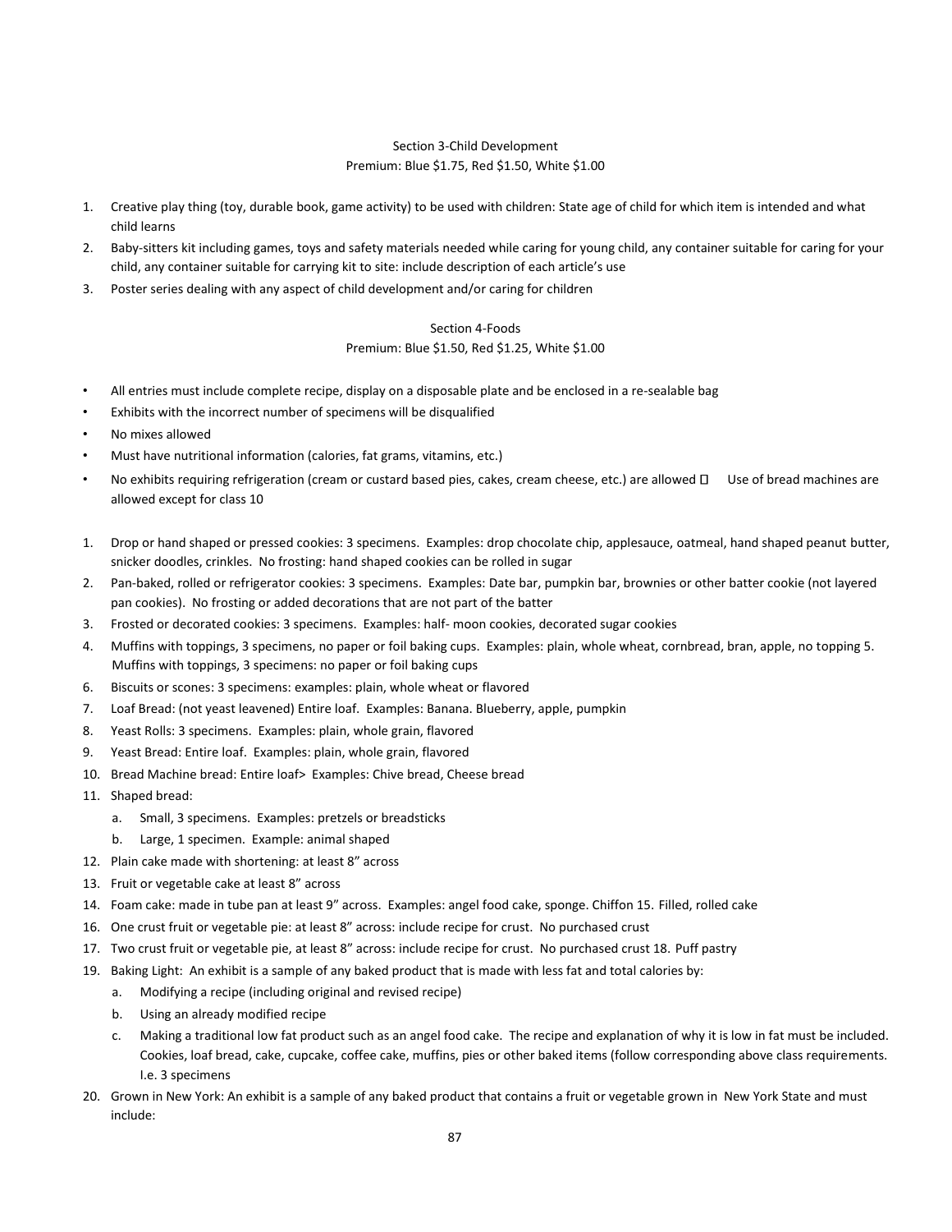Section 3-Child Development

Premium: Blue $1.75, Red $1.50, White $1.00

1. Creative play thing (toy, durable book, game activity) to be used with children: State age of child for which item is intended and what child learns
2. Baby-sitters kit including games, toys and safety materials needed while caring for young child, any container suitable for caring for your child, any container suitable for carrying kit to site: include description of each article's use
3. Poster series dealing with any aspect of child development and/or caring for children

Section 4-Foods

Premium: Blue $1.50, Red $1.25, White $1.00

- All entries must include complete recipe, display on a disposable plate and be enclosed in a re-sealable bag
- Exhibits with the incorrect number of specimens will be disqualified
- No mixes allowed
- Must have nutritional information (calories, fat grams, vitamins, etc.)
- No exhibits requiring refrigeration (cream or custard based pies, cakes, cream cheese, etc.) are allowed  Use of bread machines are allowed except for class 10

1. Drop or hand shaped or pressed cookies: 3 specimens. Examples: drop chocolate chip, applesauce, oatmeal, hand shaped peanut butter, snicker doodles, crinkles. No frosting: hand shaped cookies can be rolled in sugar
2. Pan-baked, rolled or refrigerator cookies: 3 specimens. Examples: Date bar, pumpkin bar, brownies or other batter cookie (not layered pan cookies). No frosting or added decorations that are not part of the batter
3. Frosted or decorated cookies: 3 specimens. Examples: half- moon cookies, decorated sugar cookies
4. Muffins with toppings, 3 specimens, no paper or foil baking cups. Examples: plain, whole wheat, cornbread, bran, apple, no topping 5. Muffins with toppings, 3 specimens: no paper or foil baking cups
6. Biscuits or scones: 3 specimens: examples: plain, whole wheat or flavored
7. Loaf Bread: (not yeast leavened) Entire loaf. Examples: Banana. Blueberry, apple, pumpkin
8. Yeast Rolls: 3 specimens. Examples: plain, whole grain, flavored
9. Yeast Bread: Entire loaf. Examples: plain, whole grain, flavored
10. Bread Machine bread: Entire loaf> Examples: Chive bread, Cheese bread
11. Shaped bread:
    a. Small, 3 specimens. Examples: pretzels or breadsticks
    b. Large, 1 specimen. Example: animal shaped
12. Plain cake made with shortening: at least 8" across
13. Fruit or vegetable cake at least 8" across
14. Foam cake: made in tube pan at least 9" across. Examples: angel food cake, sponge. Chiffon 15. Filled, rolled cake
16. One crust fruit or vegetable pie: at least 8" across: include recipe for crust. No purchased crust
17. Two crust fruit or vegetable pie, at least 8" across: include recipe for crust. No purchased crust 18. Puff pastry
19. Baking Light: An exhibit is a sample of any baked product that is made with less fat and total calories by:
    a. Modifying a recipe (including original and revised recipe)
    b. Using an already modified recipe
    c. Making a traditional low fat product such as an angel food cake. The recipe and explanation of why it is low in fat must be included. Cookies, loaf bread, cake, cupcake, coffee cake, muffins, pies or other baked items (follow corresponding above class requirements. I.e. 3 specimens
20. Grown in New York: An exhibit is a sample of any baked product that contains a fruit or vegetable grown in New York State and must include: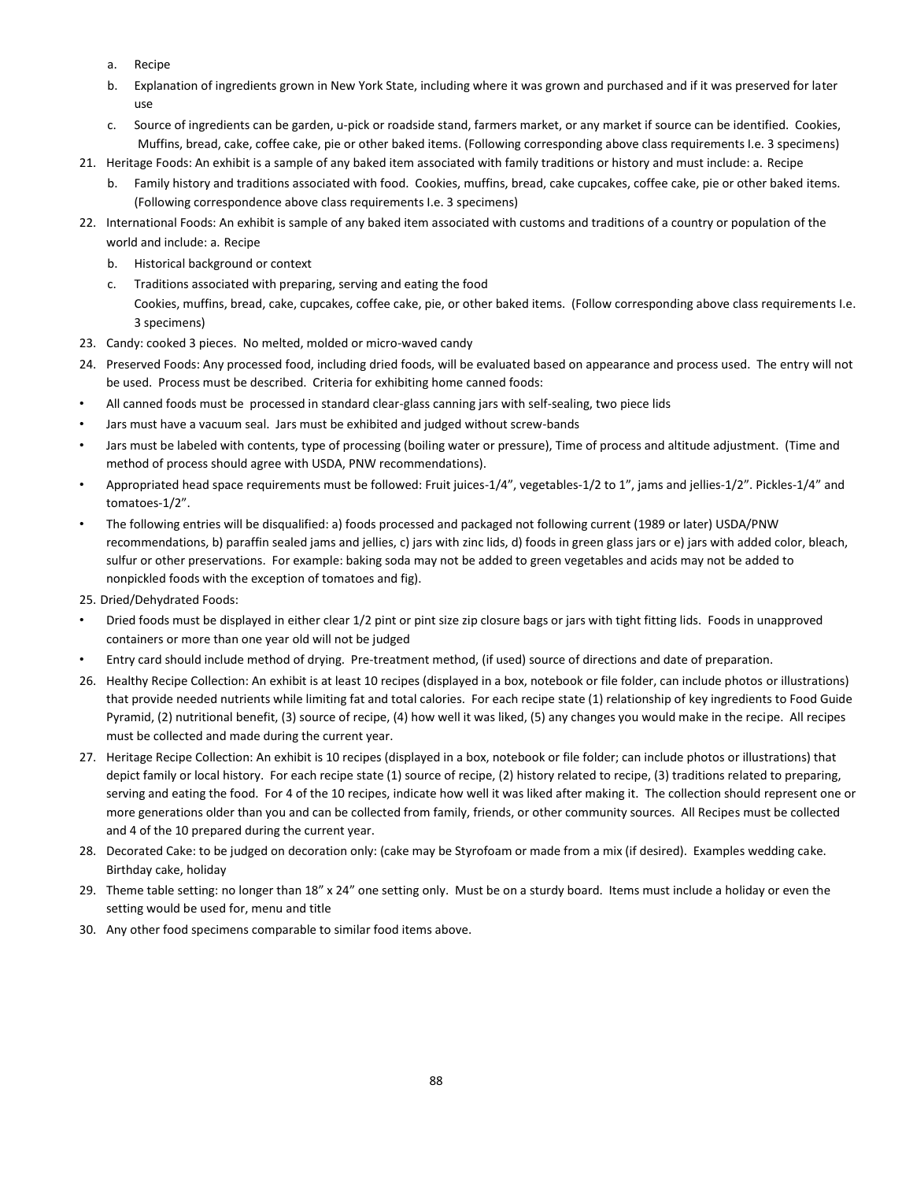a. Recipe

b. Explanation of ingredients grown in New York State, including where it was grown and purchased and if it was preserved for later use

c. Source of ingredients can be garden, u-pick or roadside stand, farmers market, or any market if source can be identified. Cookies, Muffins, bread, cake, coffee cake, pie or other baked items. (Following corresponding above class requirements I.e. 3 specimens)

21. Heritage Foods: An exhibit is a sample of any baked item associated with family traditions or history and must include: a. Recipe

    b. Family history and traditions associated with food. Cookies, muffins, bread, cake cupcakes, coffee cake, pie or other baked items. (Following correspondence above class requirements I.e. 3 specimens)

22. International Foods: An exhibit is sample of any baked item associated with customs and traditions of a country or population of the world and include: a. Recipe

    b. Historical background or context

    c. Traditions associated with preparing, serving and eating the food
    Cookies, muffins, bread, cake, cupcakes, coffee cake, pie, or other baked items. (Follow corresponding above class requirements I.e. 3 specimens)

23. Candy: cooked 3 pieces. No melted, molded or micro-waved candy

24. Preserved Foods: Any processed food, including dried foods, will be evaluated based on appearance and process used. The entry will not be used. Process must be described. Criteria for exhibiting home canned foods:

- All canned foods must be processed in standard clear-glass canning jars with self-sealing, two piece lids
- Jars must have a vacuum seal. Jars must be exhibited and judged without screw-bands
- Jars must be labeled with contents, type of processing (boiling water or pressure), Time of process and altitude adjustment. (Time and method of process should agree with USDA, PNW recommendations).
- Appropriated head space requirements must be followed: Fruit juices-1/4", vegetables-1/2 to 1", jams and jellies-1/2". Pickles-1/4" and tomatoes-1/2".
- The following entries will be disqualified: a) foods processed and packaged not following current (1989 or later) USDA/PNW recommendations, b) paraffin sealed jams and jellies, c) jars with zinc lids, d) foods in green glass jars or e) jars with added color, bleach, sulfur or other preservations. For example: baking soda may not be added to green vegetables and acids may not be added to nonpickled foods with the exception of tomatoes and fig).

25. Dried/Dehydrated Foods:

- Dried foods must be displayed in either clear 1/2 pint or pint size zip closure bags or jars with tight fitting lids. Foods in unapproved containers or more than one year old will not be judged
- Entry card should include method of drying. Pre-treatment method, (if used) source of directions and date of preparation.

26. Healthy Recipe Collection: An exhibit is at least 10 recipes (displayed in a box, notebook or file folder, can include photos or illustrations) that provide needed nutrients while limiting fat and total calories. For each recipe state (1) relationship of key ingredients to Food Guide Pyramid, (2) nutritional benefit, (3) source of recipe, (4) how well it was liked, (5) any changes you would make in the recipe. All recipes must be collected and made during the current year.

27. Heritage Recipe Collection: An exhibit is 10 recipes (displayed in a box, notebook or file folder; can include photos or illustrations) that depict family or local history. For each recipe state (1) source of recipe, (2) history related to recipe, (3) traditions related to preparing, serving and eating the food. For 4 of the 10 recipes, indicate how well it was liked after making it. The collection should represent one or more generations older than you and can be collected from family, friends, or other community sources. All Recipes must be collected and 4 of the 10 prepared during the current year.

28. Decorated Cake: to be judged on decoration only: (cake may be Styrofoam or made from a mix (if desired). Examples wedding cake. Birthday cake, holiday

29. Theme table setting: no longer than 18" x 24" one setting only. Must be on a sturdy board. Items must include a holiday or even the setting would be used for, menu and title

30. Any other food specimens comparable to similar food items above.